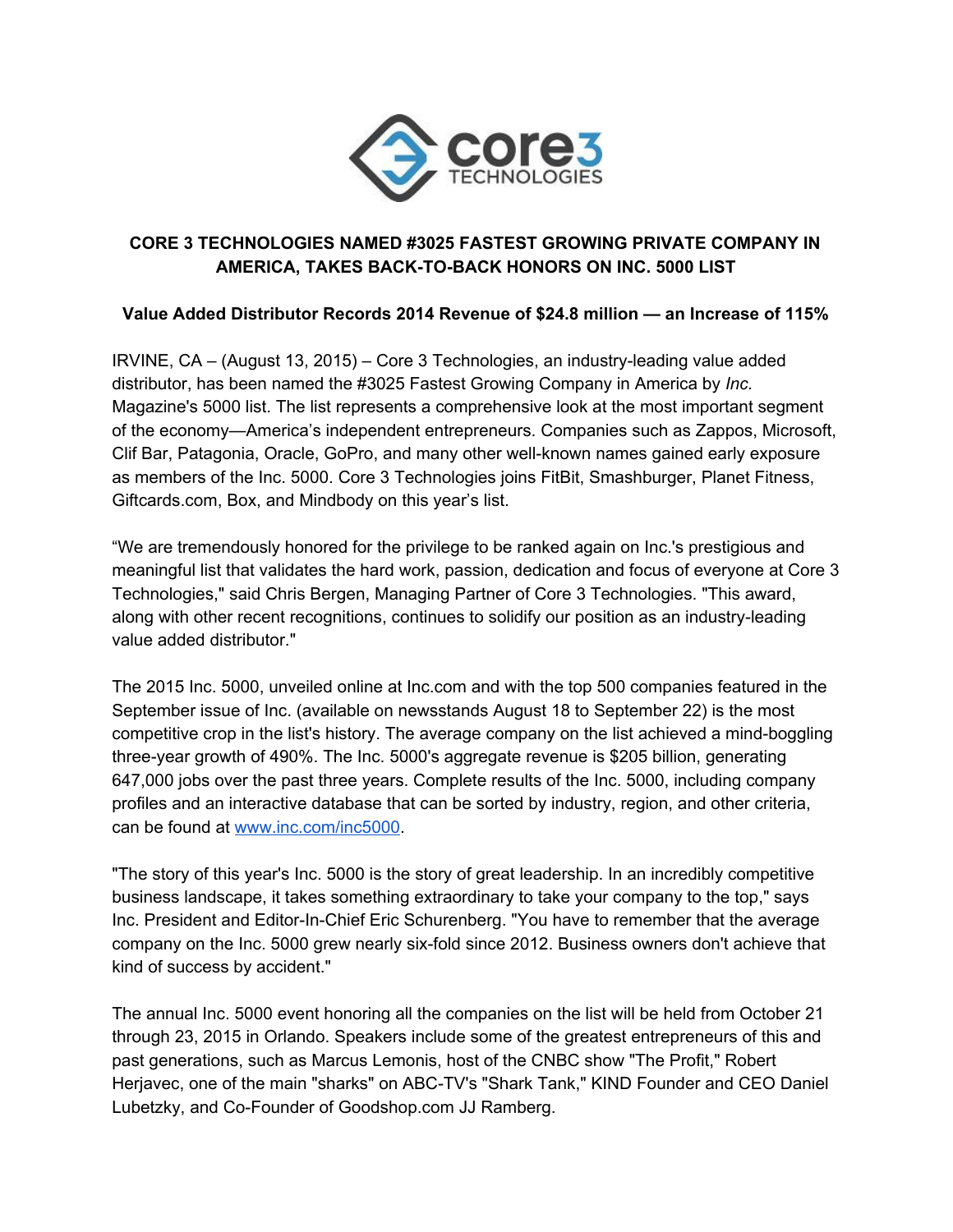# CORE 3 TECHNOLOGIES NAMED #3025 FASTEST GROWING PRIVATE COMPANY IN AMERICA, TAKES BACK-TO-BACK HONORS ON INC. 5000 LIST

## Value Added Distributor Records 2014 Revenue of $24.8 million — an Increase of 115%

IRVINE, CA – (August 13, 2015) – Core 3 Technologies, an industry-leading value added distributor, has been named the #3025 Fastest Growing Company in America by *Inc.* Magazine's 5000 list. The list represents a comprehensive look at the most important segment of the economy—America's independent entrepreneurs. Companies such as Zappos, Microsoft, Clif Bar, Patagonia, Oracle, GoPro, and many other well-known names gained early exposure as members of the Inc. 5000. Core 3 Technologies joins FitBit, Smashburger, Planet Fitness, Giftcards.com, Box, and Mindbody on this year's list.

"We are tremendously honored for the privilege to be ranked again on Inc.'s prestigious and meaningful list that validates the hard work, passion, dedication and focus of everyone at Core 3 Technologies," said Chris Bergen, Managing Partner of Core 3 Technologies. "This award, along with other recent recognitions, continues to solidify our position as an industry-leading value added distributor."

The 2015 Inc. 5000, unveiled online at Inc.com and with the top 500 companies featured in the September issue of Inc. (available on newsstands August 18 to September 22) is the most competitive crop in the list's history. The average company on the list achieved a mind-boggling three-year growth of 490%. The Inc. 5000's aggregate revenue is $205 billion, generating 647,000 jobs over the past three years. Complete results of the Inc. 5000, including company profiles and an interactive database that can be sorted by industry, region, and other criteria, can be found at [www.inc.com/inc5000](http://www.inc.com/inc5000).

"The story of this year's Inc. 5000 is the story of great leadership. In an incredibly competitive business landscape, it takes something extraordinary to take your company to the top," says Inc. President and Editor-In-Chief Eric Schurenberg. "You have to remember that the average company on the Inc. 5000 grew nearly six-fold since 2012. Business owners don't achieve that kind of success by accident."

The annual Inc. 5000 event honoring all the companies on the list will be held from October 21 through 23, 2015 in Orlando. Speakers include some of the greatest entrepreneurs of this and past generations, such as Marcus Lemonis, host of the CNBC show "The Profit," Robert Herjavec, one of the main "sharks" on ABC-TV's "Shark Tank," KIND Founder and CEO Daniel Lubetzky, and Co-Founder of Goodshop.com JJ Ramberg.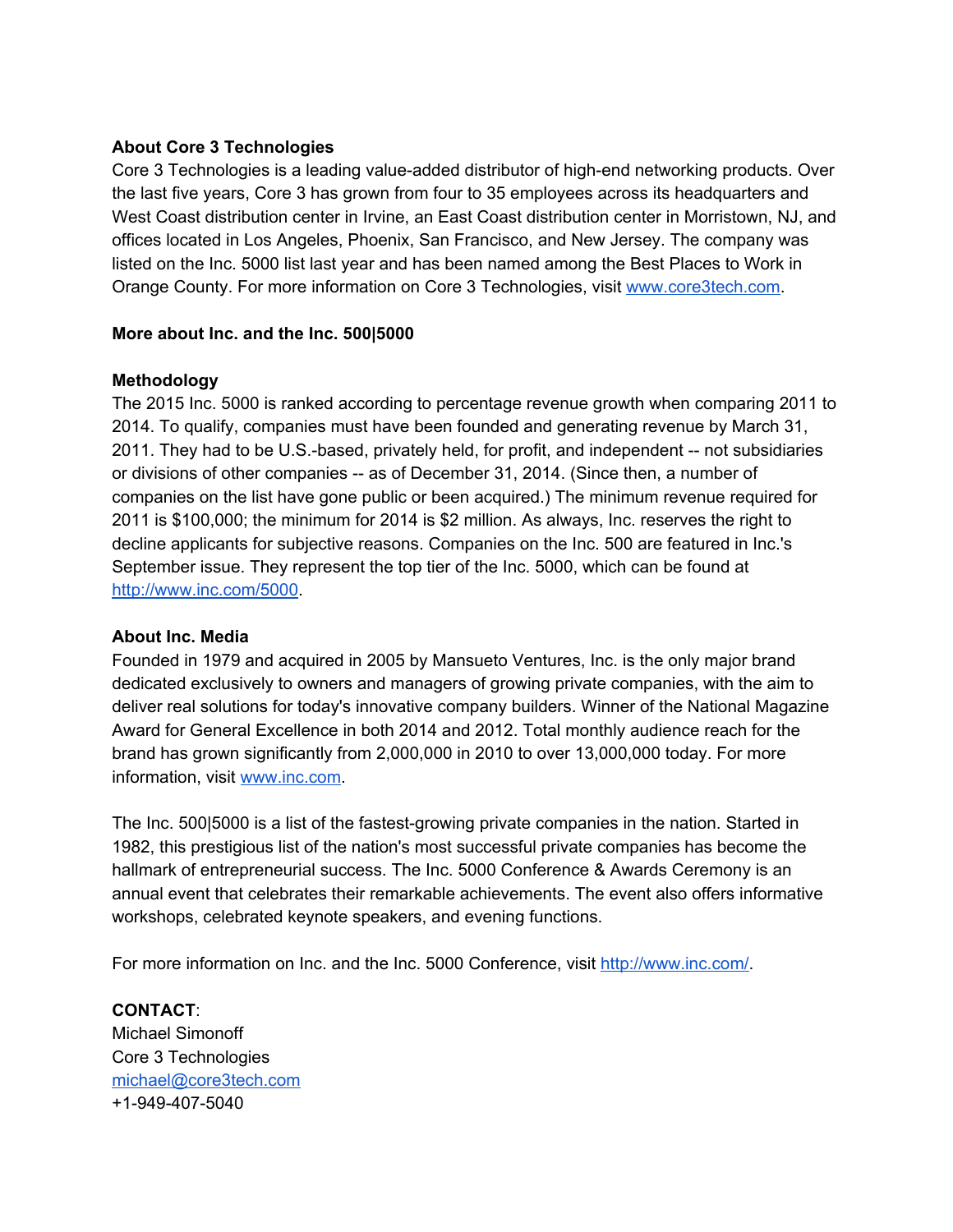**About Core 3 Technologies**

Core 3 Technologies is a leading value-added distributor of high-end networking products. Over the last five years, Core 3 has grown from four to 35 employees across its headquarters and West Coast distribution center in Irvine, an East Coast distribution center in Morristown, NJ, and offices located in Los Angeles, Phoenix, San Francisco, and New Jersey. The company was listed on the Inc. 5000 list last year and has been named among the Best Places to Work in Orange County. For more information on Core 3 Technologies, visit [www.core3tech.com](http://www.core3tech.com).

**More about Inc. and the Inc. 500|5000**

**Methodology**

The 2015 Inc. 5000 is ranked according to percentage revenue growth when comparing 2011 to 2014. To qualify, companies must have been founded and generating revenue by March 31, 2011. They had to be U.S.-based, privately held, for profit, and independent -- not subsidiaries or divisions of other companies -- as of December 31, 2014. (Since then, a number of companies on the list have gone public or been acquired.) The minimum revenue required for 2011 is $100,000; the minimum for 2014 is $2 million. As always, Inc. reserves the right to decline applicants for subjective reasons. Companies on the Inc. 500 are featured in Inc.'s September issue. They represent the top tier of the Inc. 5000, which can be found at [http://www.inc.com/5000](http://www.inc.com/5000).

**About Inc. Media**

Founded in 1979 and acquired in 2005 by Mansueto Ventures, Inc. is the only major brand dedicated exclusively to owners and managers of growing private companies, with the aim to deliver real solutions for today's innovative company builders. Winner of the National Magazine Award for General Excellence in both 2014 and 2012. Total monthly audience reach for the brand has grown significantly from 2,000,000 in 2010 to over 13,000,000 today. For more information, visit [www.inc.com](http://www.inc.com).

The Inc. 500|5000 is a list of the fastest-growing private companies in the nation. Started in 1982, this prestigious list of the nation's most successful private companies has become the hallmark of entrepreneurial success. The Inc. 5000 Conference & Awards Ceremony is an annual event that celebrates their remarkable achievements. The event also offers informative workshops, celebrated keynote speakers, and evening functions.

For more information on Inc. and the Inc. 5000 Conference, visit [http://www.inc.com/](http://www.inc.com/).

**CONTACT**:
Michael Simonoff
Core 3 Technologies
[michael@core3tech.com](mailto:michael@core3tech.com)
+1-949-407-5040